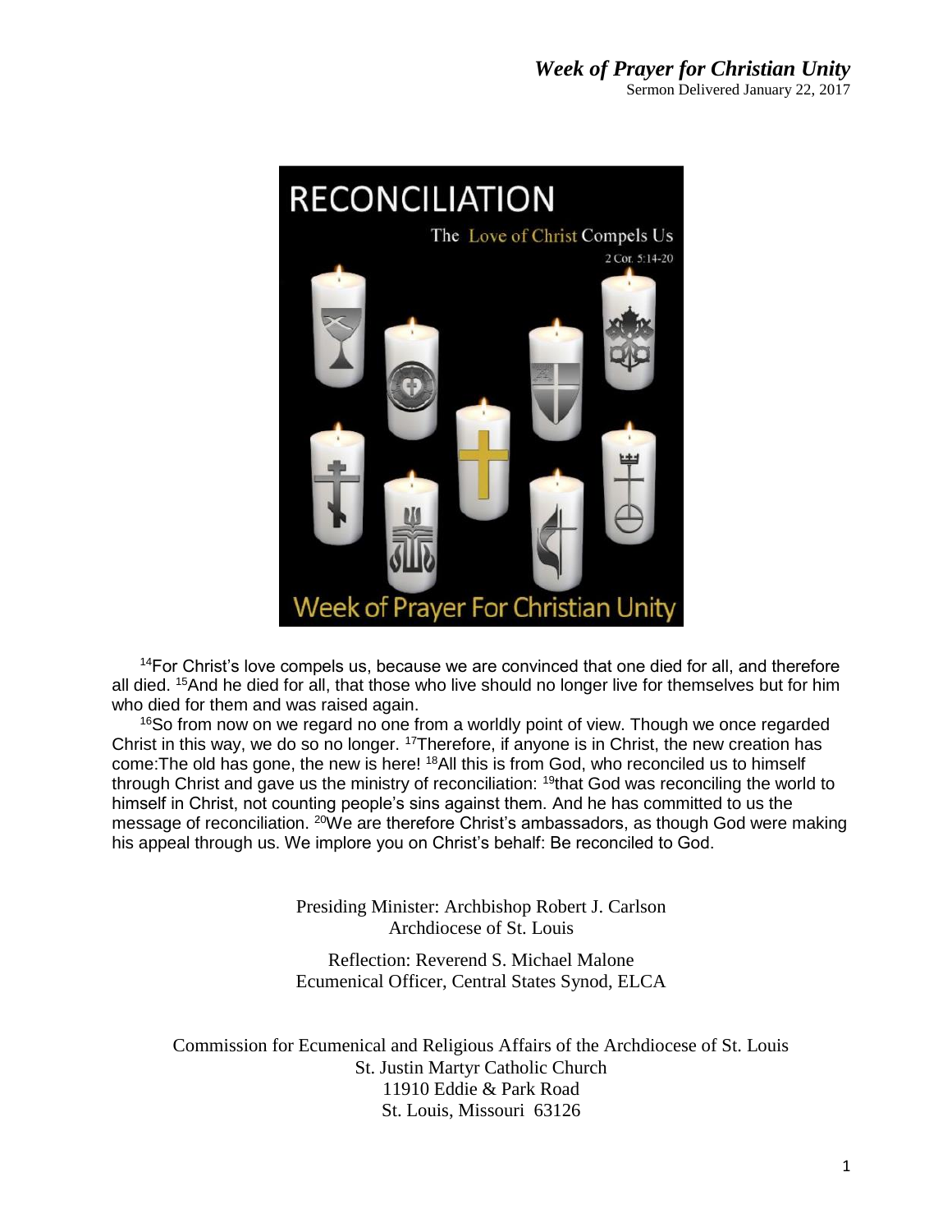# *Week of Prayer for Christian Unity*

Sermon Delivered January 22, 2017

RECONCILIATION

The Love of Christ Compels Us

2 Cor. 5:14-20

Week of Prayer For Christian Unity

[14]For Christ's love compels us, because we are convinced that one died for all, and therefore all died. [15]And he died for all, that those who live should no longer live for themselves but for him who died for them and was raised again.

[16]So from now on we regard no one from a worldly point of view. Though we once regarded Christ in this way, we do so no longer. [17]Therefore, if anyone is in Christ, the new creation has come:The old has gone, the new is here! [18]All this is from God, who reconciled us to himself through Christ and gave us the ministry of reconciliation: [19]that God was reconciling the world to himself in Christ, not counting people's sins against them. And he has committed to us the message of reconciliation. [20]We are therefore Christ's ambassadors, as though God were making his appeal through us. We implore you on Christ's behalf: Be reconciled to God.

Presiding Minister: Archbishop Robert J. Carlson
Archdiocese of St. Louis

Reflection: Reverend S. Michael Malone
Ecumenical Officer, Central States Synod, ELCA

Commission for Ecumenical and Religious Affairs of the Archdiocese of St. Louis
St. Justin Martyr Catholic Church
11910 Eddie & Park Road
St. Louis, Missouri 63126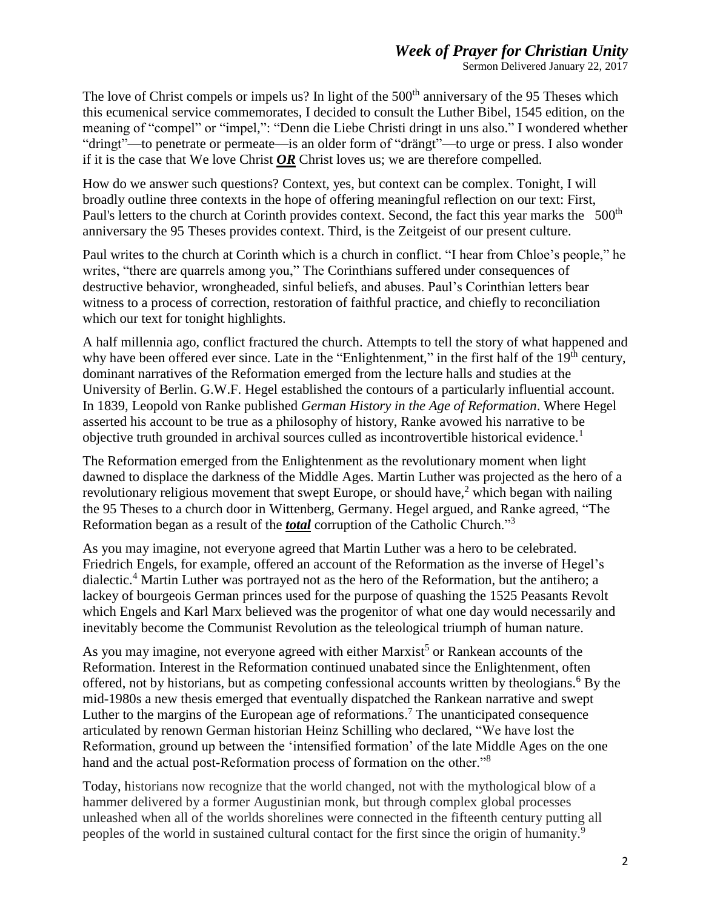The love of Christ compels or impels us? In light of the 500th anniversary of the 95 Theses which this ecumenical service commemorates, I decided to consult the Luther Bibel, 1545 edition, on the meaning of "compel" or "impel,": "Denn die Liebe Christi dringt in uns also." I wondered whether "dringt"—to penetrate or permeate—is an older form of "drängt"—to urge or press. I also wonder if it is the case that We love Christ ***OR*** Christ loves us; we are therefore compelled.

How do we answer such questions? Context, yes, but context can be complex. Tonight, I will broadly outline three contexts in the hope of offering meaningful reflection on our text: First, Paul's letters to the church at Corinth provides context. Second, the fact this year marks the 500th anniversary the 95 Theses provides context. Third, is the Zeitgeist of our present culture.

Paul writes to the church at Corinth which is a church in conflict. "I hear from Chloe's people," he writes, "there are quarrels among you," The Corinthians suffered under consequences of destructive behavior, wrongheaded, sinful beliefs, and abuses. Paul's Corinthian letters bear witness to a process of correction, restoration of faithful practice, and chiefly to reconciliation which our text for tonight highlights.

A half millennia ago, conflict fractured the church. Attempts to tell the story of what happened and why have been offered ever since. Late in the "Enlightenment," in the first half of the 19th century, dominant narratives of the Reformation emerged from the lecture halls and studies at the University of Berlin. G.W.F. Hegel established the contours of a particularly influential account. In 1839, Leopold von Ranke published *German History in the Age of Reformation*. Where Hegel asserted his account to be true as a philosophy of history, Ranke avowed his narrative to be objective truth grounded in archival sources culled as incontrovertible historical evidence.[1]

The Reformation emerged from the Enlightenment as the revolutionary moment when light dawned to displace the darkness of the Middle Ages. Martin Luther was projected as the hero of a revolutionary religious movement that swept Europe, or should have,[2] which began with nailing the 95 Theses to a church door in Wittenberg, Germany. Hegel argued, and Ranke agreed, "The Reformation began as a result of the ***total*** corruption of the Catholic Church."[3]

As you may imagine, not everyone agreed that Martin Luther was a hero to be celebrated. Friedrich Engels, for example, offered an account of the Reformation as the inverse of Hegel's dialectic.[4] Martin Luther was portrayed not as the hero of the Reformation, but the antihero; a lackey of bourgeois German princes used for the purpose of quashing the 1525 Peasants Revolt which Engels and Karl Marx believed was the progenitor of what one day would necessarily and inevitably become the Communist Revolution as the teleological triumph of human nature.

As you may imagine, not everyone agreed with either Marxist[5] or Rankean accounts of the Reformation. Interest in the Reformation continued unabated since the Enlightenment, often offered, not by historians, but as competing confessional accounts written by theologians.[6] By the mid-1980s a new thesis emerged that eventually dispatched the Rankean narrative and swept Luther to the margins of the European age of reformations.[7] The unanticipated consequence articulated by renown German historian Heinz Schilling who declared, "We have lost the Reformation, ground up between the 'intensified formation' of the late Middle Ages on the one hand and the actual post-Reformation process of formation on the other."[8]

Today, historians now recognize that the world changed, not with the mythological blow of a hammer delivered by a former Augustinian monk, but through complex global processes unleashed when all of the worlds shorelines were connected in the fifteenth century putting all peoples of the world in sustained cultural contact for the first since the origin of humanity.[9]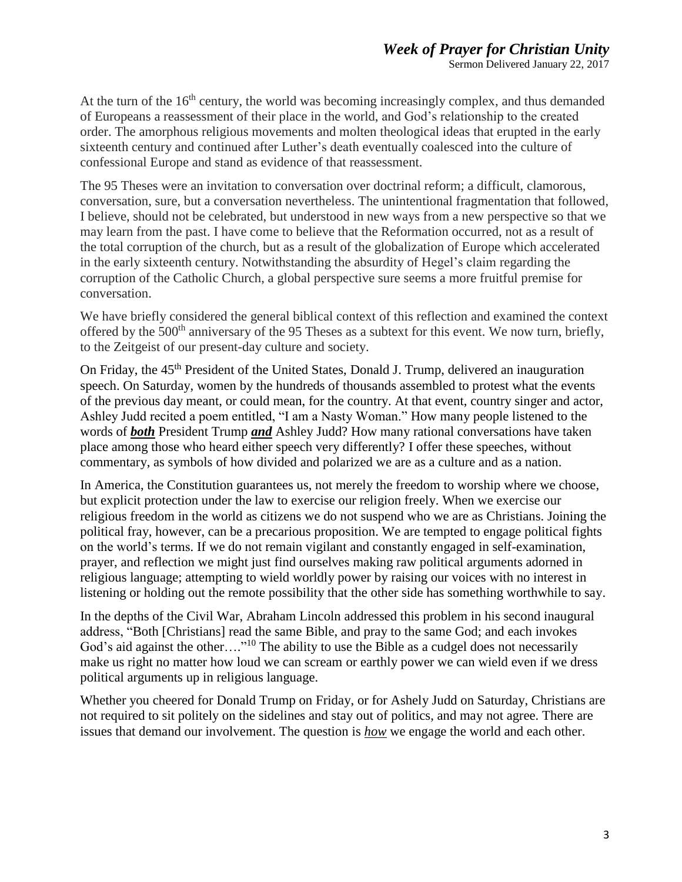At the turn of the 16th century, the world was becoming increasingly complex, and thus demanded of Europeans a reassessment of their place in the world, and God's relationship to the created order. The amorphous religious movements and molten theological ideas that erupted in the early sixteenth century and continued after Luther's death eventually coalesced into the culture of confessional Europe and stand as evidence of that reassessment.

The 95 Theses were an invitation to conversation over doctrinal reform; a difficult, clamorous, conversation, sure, but a conversation nevertheless. The unintentional fragmentation that followed, I believe, should not be celebrated, but understood in new ways from a new perspective so that we may learn from the past. I have come to believe that the Reformation occurred, not as a result of the total corruption of the church, but as a result of the globalization of Europe which accelerated in the early sixteenth century. Notwithstanding the absurdity of Hegel's claim regarding the corruption of the Catholic Church, a global perspective sure seems a more fruitful premise for conversation.

We have briefly considered the general biblical context of this reflection and examined the context offered by the 500th anniversary of the 95 Theses as a subtext for this event. We now turn, briefly, to the Zeitgeist of our present-day culture and society.

On Friday, the 45th President of the United States, Donald J. Trump, delivered an inauguration speech. On Saturday, women by the hundreds of thousands assembled to protest what the events of the previous day meant, or could mean, for the country. At that event, country singer and actor, Ashley Judd recited a poem entitled, "I am a Nasty Woman." How many people listened to the words of ***<u>both</u>*** President Trump ***<u>and</u>*** Ashley Judd? How many rational conversations have taken place among those who heard either speech very differently? I offer these speeches, without commentary, as symbols of how divided and polarized we are as a culture and as a nation.

In America, the Constitution guarantees us, not merely the freedom to worship where we choose, but explicit protection under the law to exercise our religion freely. When we exercise our religious freedom in the world as citizens we do not suspend who we are as Christians. Joining the political fray, however, can be a precarious proposition. We are tempted to engage political fights on the world's terms. If we do not remain vigilant and constantly engaged in self-examination, prayer, and reflection we might just find ourselves making raw political arguments adorned in religious language; attempting to wield worldly power by raising our voices with no interest in listening or holding out the remote possibility that the other side has something worthwhile to say.

In the depths of the Civil War, Abraham Lincoln addressed this problem in his second inaugural address, "Both [Christians] read the same Bible, and pray to the same God; and each invokes God's aid against the other…."[10] The ability to use the Bible as a cudgel does not necessarily make us right no matter how loud we can scream or earthly power we can wield even if we dress political arguments up in religious language.

Whether you cheered for Donald Trump on Friday, or for Ashely Judd on Saturday, Christians are not required to sit politely on the sidelines and stay out of politics, and may not agree. There are issues that demand our involvement. The question is ***<u>how</u>*** we engage the world and each other.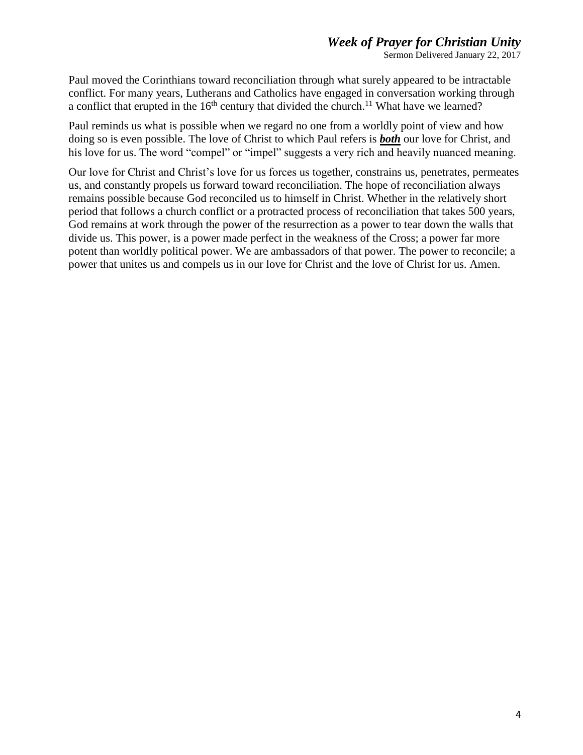Paul moved the Corinthians toward reconciliation through what surely appeared to be intractable conflict. For many years, Lutherans and Catholics have engaged in conversation working through a conflict that erupted in the 16th century that divided the church.[11] What have we learned?

Paul reminds us what is possible when we regard no one from a worldly point of view and how doing so is even possible. The love of Christ to which Paul refers is ***both*** our love for Christ, and his love for us. The word "compel" or "impel" suggests a very rich and heavily nuanced meaning.

Our love for Christ and Christ's love for us forces us together, constrains us, penetrates, permeates us, and constantly propels us forward toward reconciliation. The hope of reconciliation always remains possible because God reconciled us to himself in Christ. Whether in the relatively short period that follows a church conflict or a protracted process of reconciliation that takes 500 years, God remains at work through the power of the resurrection as a power to tear down the walls that divide us. This power, is a power made perfect in the weakness of the Cross; a power far more potent than worldly political power. We are ambassadors of that power. The power to reconcile; a power that unites us and compels us in our love for Christ and the love of Christ for us. Amen.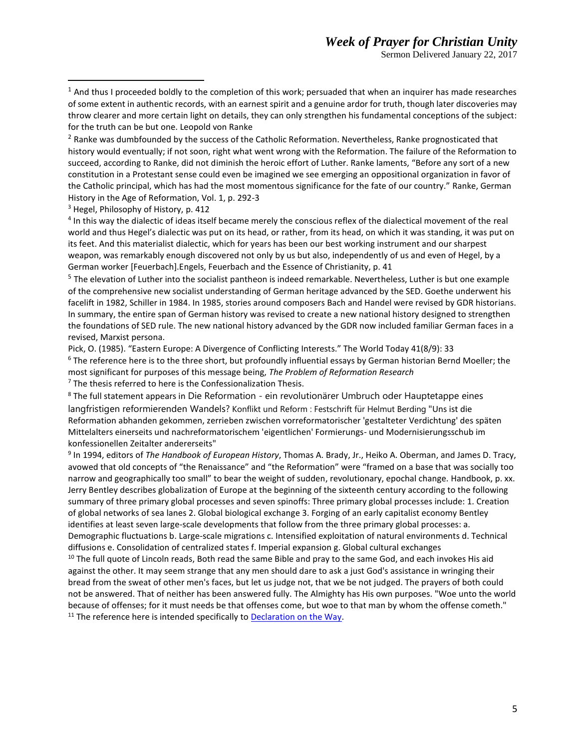[1] And thus I proceeded boldly to the completion of this work; persuaded that when an inquirer has made researches of some extent in authentic records, with an earnest spirit and a genuine ardor for truth, though later discoveries may throw clearer and more certain light on details, they can only strengthen his fundamental conceptions of the subject: for the truth can be but one. Leopold von Ranke

[2] Ranke was dumbfounded by the success of the Catholic Reformation. Nevertheless, Ranke prognosticated that history would eventually; if not soon, right what went wrong with the Reformation. The failure of the Reformation to succeed, according to Ranke, did not diminish the heroic effort of Luther. Ranke laments, "Before any sort of a new constitution in a Protestant sense could even be imagined we see emerging an oppositional organization in favor of the Catholic principal, which has had the most momentous significance for the fate of our country." Ranke, German History in the Age of Reformation, Vol. 1, p. 292-3

[3] Hegel, Philosophy of History, p. 412

[4] In this way the dialectic of ideas itself became merely the conscious reflex of the dialectical movement of the real world and thus Hegel's dialectic was put on its head, or rather, from its head, on which it was standing, it was put on its feet. And this materialist dialectic, which for years has been our best working instrument and our sharpest weapon, was remarkably enough discovered not only by us but also, independently of us and even of Hegel, by a German worker [Feuerbach].Engels, Feuerbach and the Essence of Christianity, p. 41

[5] The elevation of Luther into the socialist pantheon is indeed remarkable. Nevertheless, Luther is but one example of the comprehensive new socialist understanding of German heritage advanced by the SED. Goethe underwent his facelift in 1982, Schiller in 1984. In 1985, stories around composers Bach and Handel were revised by GDR historians. In summary, the entire span of German history was revised to create a new national history designed to strengthen the foundations of SED rule. The new national history advanced by the GDR now included familiar German faces in a revised, Marxist persona.

Pick, O. (1985). "Eastern Europe: A Divergence of Conflicting Interests." The World Today 41(8/9): 33

[6] The reference here is to the three short, but profoundly influential essays by German historian Bernd Moeller; the most significant for purposes of this message being, *The Problem of Reformation Research*

[7] The thesis referred to here is the Confessionalization Thesis.

[8] The full statement appears in Die Reformation - ein revolutionärer Umbruch oder Hauptetappe eines langfristigen reformierenden Wandels? Konflikt und Reform : Festschrift für Helmut Berding "Uns ist die Reformation abhanden gekommen, zerrieben zwischen vorreformatorischer 'gestalteter Verdichtung' des späten Mittelalters einerseits und nachreformatorischem 'eigentlichen' Formierungs- und Modernisierungsschub im konfessionellen Zeitalter andererseits"

[9] In 1994, editors of *The Handbook of European History*, Thomas A. Brady, Jr., Heiko A. Oberman, and James D. Tracy, avowed that old concepts of "the Renaissance" and "the Reformation" were "framed on a base that was socially too narrow and geographically too small" to bear the weight of sudden, revolutionary, epochal change. Handbook, p. xx. Jerry Bentley describes globalization of Europe at the beginning of the sixteenth century according to the following summary of three primary global processes and seven spinoffs: Three primary global processes include: 1. Creation of global networks of sea lanes 2. Global biological exchange 3. Forging of an early capitalist economy Bentley identifies at least seven large-scale developments that follow from the three primary global processes: a. Demographic fluctuations b. Large-scale migrations c. Intensified exploitation of natural environments d. Technical diffusions e. Consolidation of centralized states f. Imperial expansion g. Global cultural exchanges

[10] The full quote of Lincoln reads, Both read the same Bible and pray to the same God, and each invokes His aid against the other. It may seem strange that any men should dare to ask a just God's assistance in wringing their bread from the sweat of other men's faces, but let us judge not, that we be not judged. The prayers of both could not be answered. That of neither has been answered fully. The Almighty has His own purposes. "Woe unto the world because of offenses; for it must needs be that offenses come, but woe to that man by whom the offense cometh."

[11] The reference here is intended specifically to Declaration on the Way.